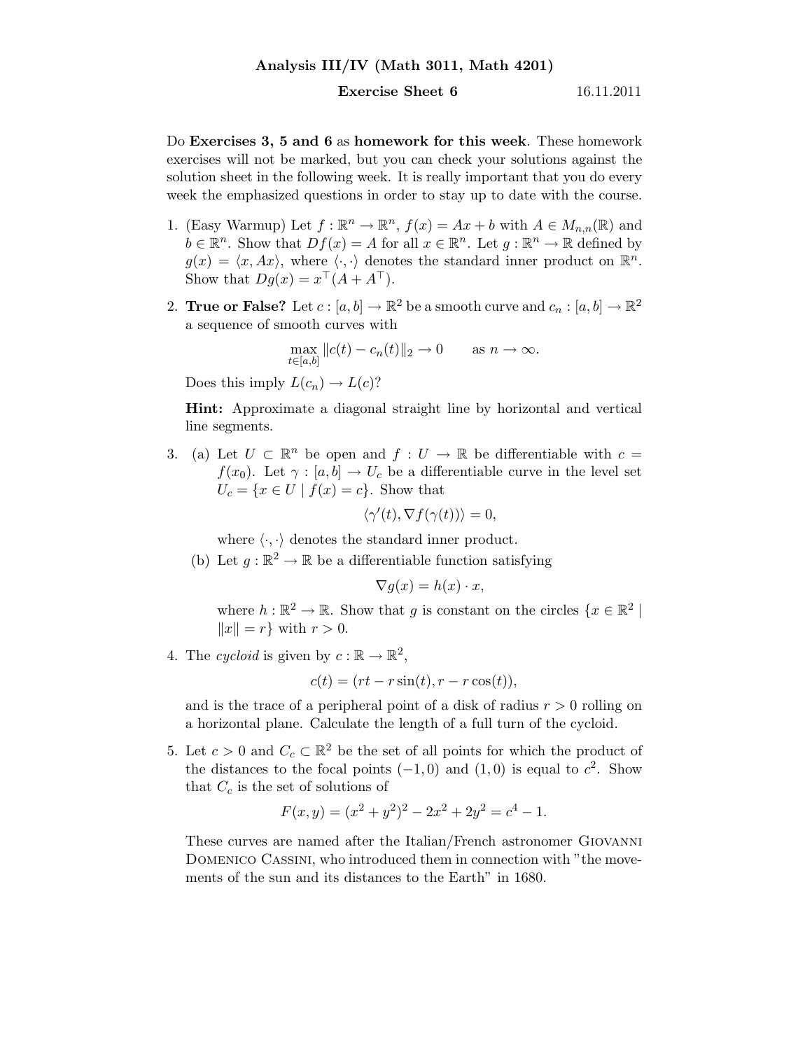**Analysis III/IV (Math 3011, Math 4201)**

**Exercise Sheet 6** 16.11.2011

Do **Exercises 3, 5 and 6** as **homework for this week**. These homework exercises will not be marked, but you can check your solutions against the solution sheet in the following week. It is really important that you do every week the emphasized questions in order to stay up to date with the course.

1. (Easy Warmup) Let $f : \mathbb{R}^n \to \mathbb{R}^n$, $f(x) = Ax + b$ with $A \in M_{n,n}(\mathbb{R})$ and $b \in \mathbb{R}^n$. Show that $Df(x) = A$ for all $x \in \mathbb{R}^n$. Let $g : \mathbb{R}^n \to \mathbb{R}$ defined by $g(x) = \langle x, Ax \rangle$, where $\langle \cdot, \cdot \rangle$ denotes the standard inner product on $\mathbb{R}^n$. Show that $Dg(x) = x^\top (A + A^\top)$.

2. **True or False?** Let $c : [a, b] \to \mathbb{R}^2$ be a smooth curve and $c_n : [a, b] \to \mathbb{R}^2$ a sequence of smooth curves with
$$\max_{t \in [a,b]} \|c(t) - c_n(t)\|_2 \to 0 \qquad \text{as } n \to \infty.$$
Does this imply $L(c_n) \to L(c)$?

   **Hint:** Approximate a diagonal straight line by horizontal and vertical line segments.

3. (a) Let $U \subset \mathbb{R}^n$ be open and $f : U \to \mathbb{R}$ be differentiable with $c = f(x_0)$. Let $\gamma : [a, b] \to U_c$ be a differentiable curve in the level set $U_c = \{x \in U \mid f(x) = c\}$. Show that
$$\langle \gamma'(t), \nabla f(\gamma(t)) \rangle = 0,$$
where $\langle \cdot, \cdot \rangle$ denotes the standard inner product.

   (b) Let $g : \mathbb{R}^2 \to \mathbb{R}$ be a differentiable function satisfying
$$\nabla g(x) = h(x) \cdot x,$$
where $h : \mathbb{R}^2 \to \mathbb{R}$. Show that $g$ is constant on the circles $\{x \in \mathbb{R}^2 \mid \|x\| = r\}$ with $r > 0$.

4. The *cycloid* is given by $c : \mathbb{R} \to \mathbb{R}^2$,
$$c(t) = (rt - r\sin(t), r - r\cos(t)),$$
and is the trace of a peripheral point of a disk of radius $r > 0$ rolling on a horizontal plane. Calculate the length of a full turn of the cycloid.

5. Let $c > 0$ and $C_c \subset \mathbb{R}^2$ be the set of all points for which the product of the distances to the focal points $(-1, 0)$ and $(1, 0)$ is equal to $c^2$. Show that $C_c$ is the set of solutions of
$$F(x, y) = (x^2 + y^2)^2 - 2x^2 + 2y^2 = c^4 - 1.$$
These curves are named after the Italian/French astronomer Giovanni Domenico Cassini, who introduced them in connection with "the movements of the sun and its distances to the Earth" in 1680.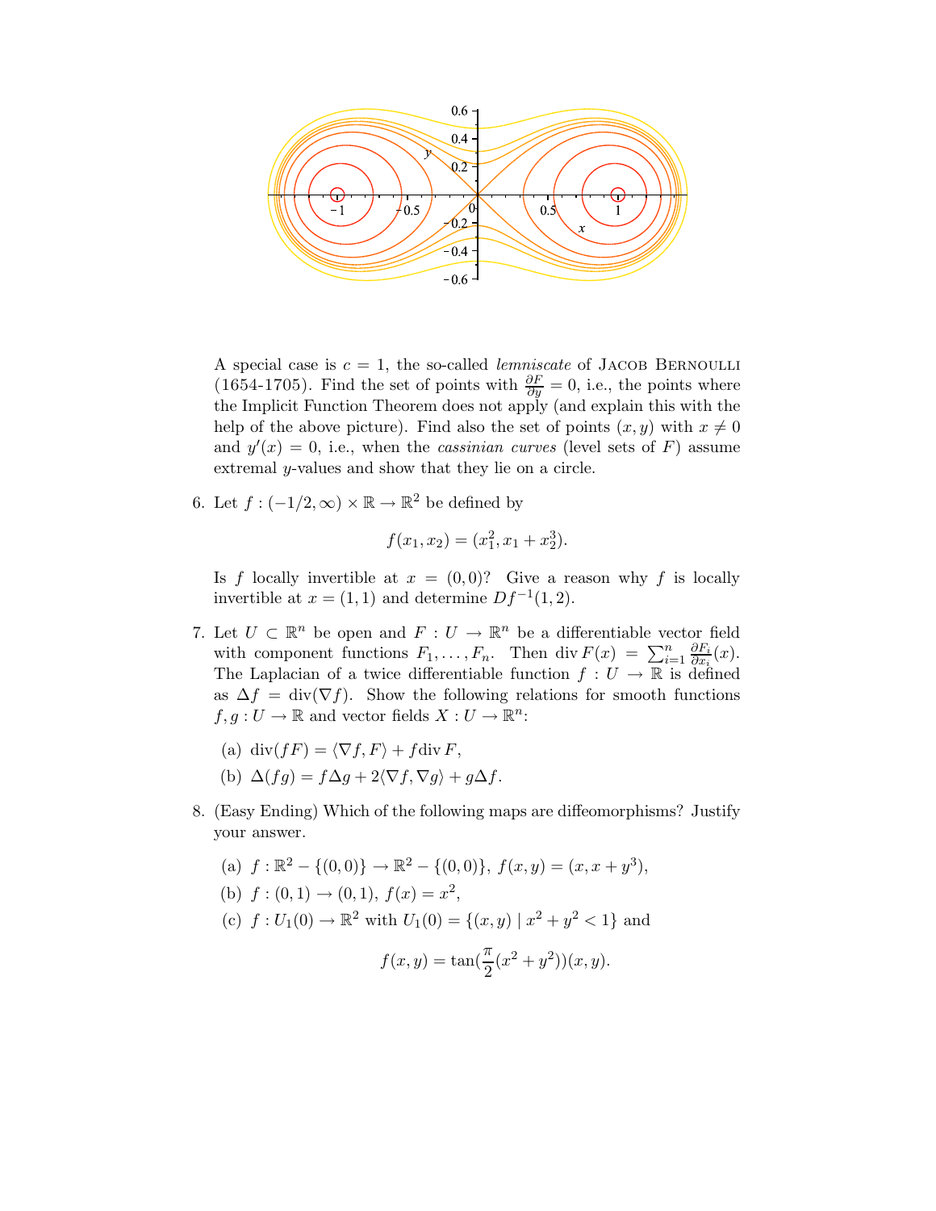0.6

0.4

0.2

−0.2

−0.4

−0.6

y

x

−1

−0.5

0

0.5

1

A special case is $c = 1$, the so-called *lemniscate* of Jacob Bernoulli (1654-1705). Find the set of points with $\frac{\partial F}{\partial y} = 0$, i.e., the points where the Implicit Function Theorem does not apply (and explain this with the help of the above picture). Find also the set of points $(x, y)$ with $x \neq 0$ and $y'(x) = 0$, i.e., when the *cassinian curves* (level sets of $F$) assume extremal $y$-values and show that they lie on a circle.

6. Let $f : (-1/2, \infty) \times \mathbb{R} \to \mathbb{R}^2$ be defined by

$$f(x_1, x_2) = (x_1^2, x_1 + x_2^3).$$

Is $f$ locally invertible at $x = (0, 0)$? Give a reason why $f$ is locally invertible at $x = (1, 1)$ and determine $Df^{-1}(1, 2)$.

7. Let $U \subset \mathbb{R}^n$ be open and $F : U \to \mathbb{R}^n$ be a differentiable vector field with component functions $F_1, \ldots, F_n$. Then $\operatorname{div} F(x) = \sum_{i=1}^n \frac{\partial F_i}{\partial x_i}(x)$. The Laplacian of a twice differentiable function $f : U \to \mathbb{R}$ is defined as $\Delta f = \operatorname{div}(\nabla f)$. Show the following relations for smooth functions $f, g : U \to \mathbb{R}$ and vector fields $X : U \to \mathbb{R}^n$:

   (a) $\operatorname{div}(fF) = \langle \nabla f, F \rangle + f \operatorname{div} F$,

   (b) $\Delta(fg) = f\Delta g + 2\langle \nabla f, \nabla g \rangle + g\Delta f$.

8. (Easy Ending) Which of the following maps are diffeomorphisms? Justify your answer.

   (a) $f : \mathbb{R}^2 - \{(0, 0)\} \to \mathbb{R}^2 - \{(0, 0)\}$, $f(x, y) = (x, x + y^3)$,

   (b) $f : (0, 1) \to (0, 1)$, $f(x) = x^2$,

   (c) $f : U_1(0) \to \mathbb{R}^2$ with $U_1(0) = \{(x, y) \mid x^2 + y^2 < 1\}$ and

$$f(x, y) = \tan\left(\frac{\pi}{2}(x^2 + y^2)\right)(x, y).$$